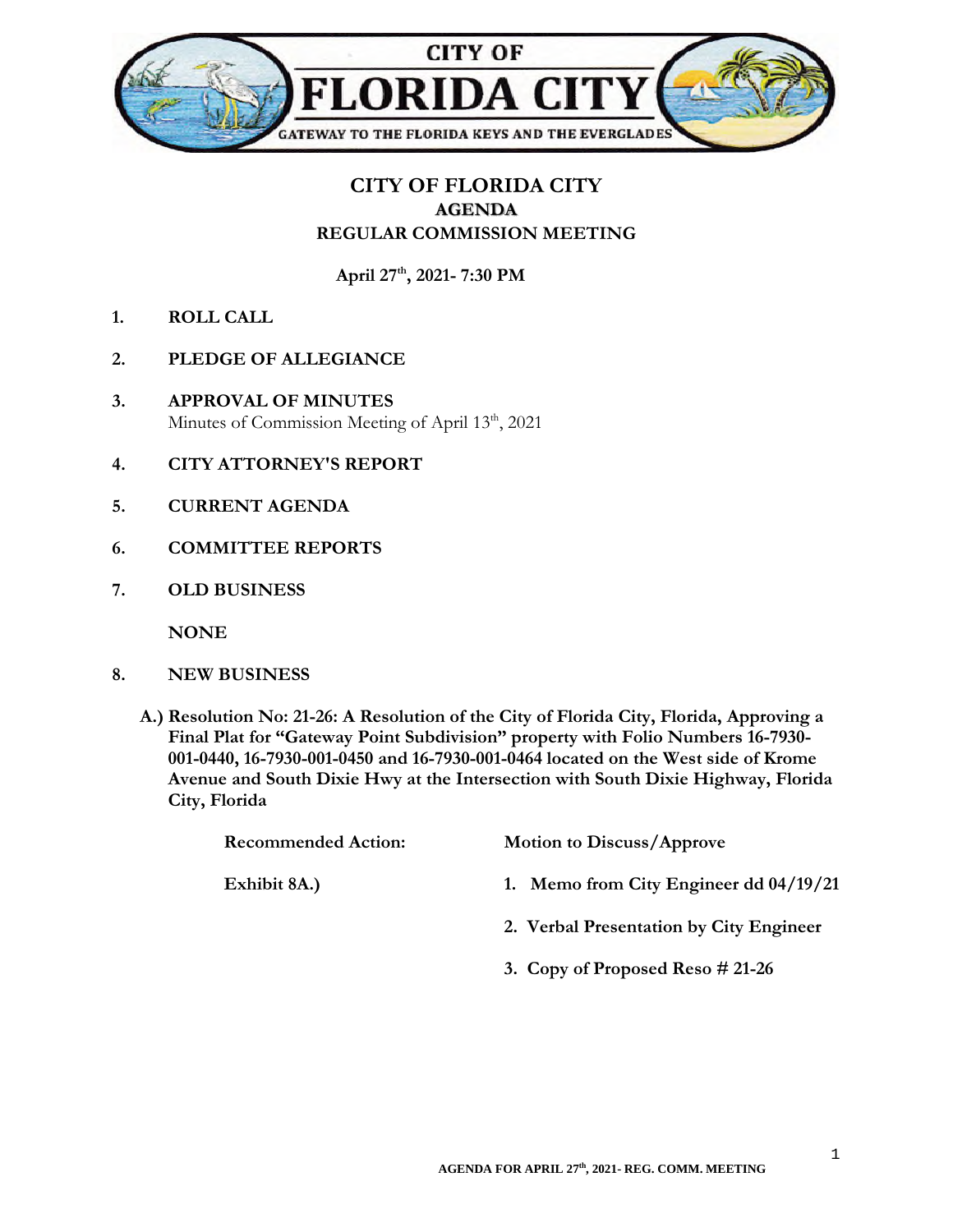CITY OF
# FLORIDA CITY
GATEWAY TO THE FLORIDA KEYS AND THE EVERGLADES

## CITY OF FLORIDA CITY
### AGENDA
### REGULAR COMMISSION MEETING

**April 27th, 2021- 7:30 PM**

1. **ROLL CALL**

2. **PLEDGE OF ALLEGIANCE**

3. **APPROVAL OF MINUTES**
   Minutes of Commission Meeting of April 13th, 2021

4. **CITY ATTORNEY'S REPORT**

5. **CURRENT AGENDA**

6. **COMMITTEE REPORTS**

7. **OLD BUSINESS**

   **NONE**

8. **NEW BUSINESS**

   **A.) Resolution No: 21-26: A Resolution of the City of Florida City, Florida, Approving a Final Plat for "Gateway Point Subdivision" property with Folio Numbers 16-7930-001-0440, 16-7930-001-0450 and 16-7930-001-0464 located on the West side of Krome Avenue and South Dixie Hwy at the Intersection with South Dixie Highway, Florida City, Florida**

   **Recommended Action:** **Motion to Discuss/Approve**

   **Exhibit 8A.)**
   1. **Memo from City Engineer dd 04/19/21**
   2. **Verbal Presentation by City Engineer**
   3. **Copy of Proposed Reso # 21-26**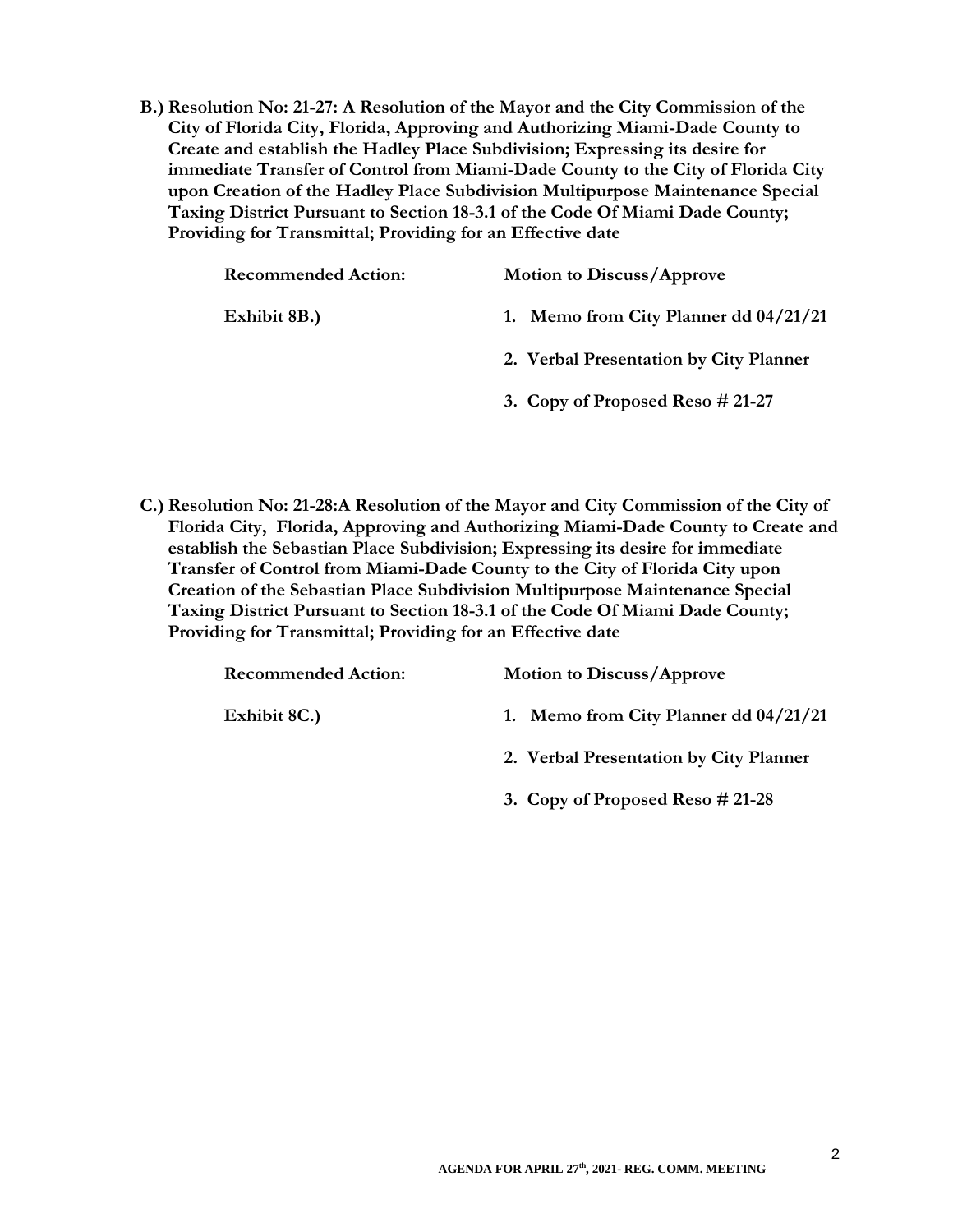**B.) Resolution No: 21-27: A Resolution of the Mayor and the City Commission of the City of Florida City, Florida, Approving and Authorizing Miami-Dade County to Create and establish the Hadley Place Subdivision; Expressing its desire for immediate Transfer of Control from Miami-Dade County to the City of Florida City upon Creation of the Hadley Place Subdivision Multipurpose Maintenance Special Taxing District Pursuant to Section 18-3.1 of the Code Of Miami Dade County; Providing for Transmittal; Providing for an Effective date**

**Recommended Action:** **Motion to Discuss/Approve**

**Exhibit 8B.)**

1. **Memo from City Planner dd 04/21/21**
2. **Verbal Presentation by City Planner**
3. **Copy of Proposed Reso # 21-27**

**C.) Resolution No: 21-28:A Resolution of the Mayor and City Commission of the City of Florida City, Florida, Approving and Authorizing Miami-Dade County to Create and establish the Sebastian Place Subdivision; Expressing its desire for immediate Transfer of Control from Miami-Dade County to the City of Florida City upon Creation of the Sebastian Place Subdivision Multipurpose Maintenance Special Taxing District Pursuant to Section 18-3.1 of the Code Of Miami Dade County; Providing for Transmittal; Providing for an Effective date**

**Recommended Action:** **Motion to Discuss/Approve**

**Exhibit 8C.)**

1. **Memo from City Planner dd 04/21/21**
2. **Verbal Presentation by City Planner**
3. **Copy of Proposed Reso # 21-28**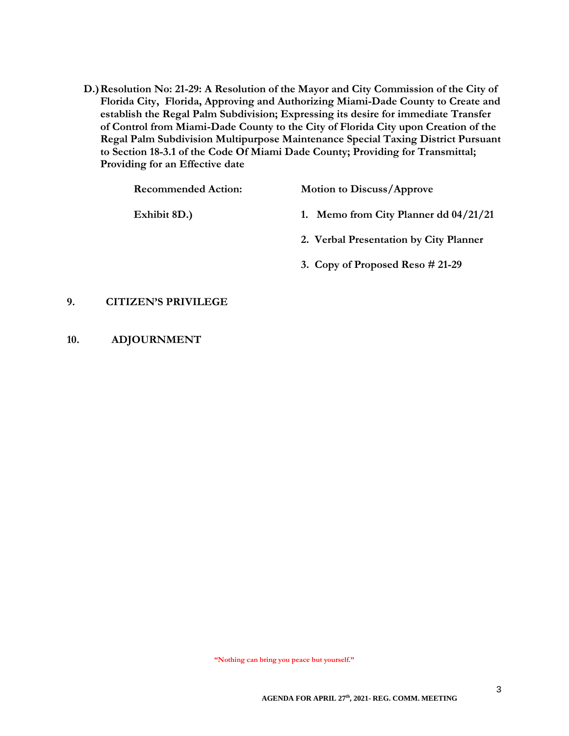**D.) Resolution No: 21-29: A Resolution of the Mayor and City Commission of the City of Florida City, Florida, Approving and Authorizing Miami-Dade County to Create and establish the Regal Palm Subdivision; Expressing its desire for immediate Transfer of Control from Miami-Dade County to the City of Florida City upon Creation of the Regal Palm Subdivision Multipurpose Maintenance Special Taxing District Pursuant to Section 18-3.1 of the Code Of Miami Dade County; Providing for Transmittal; Providing for an Effective date**

**Recommended Action:** **Motion to Discuss/Approve**

**Exhibit 8D.)**

1. **Memo from City Planner dd 04/21/21**
2. **Verbal Presentation by City Planner**
3. **Copy of Proposed Reso # 21-29**

**9. CITIZEN'S PRIVILEGE**

**10. ADJOURNMENT**

**"Nothing can bring you peace but yourself."**